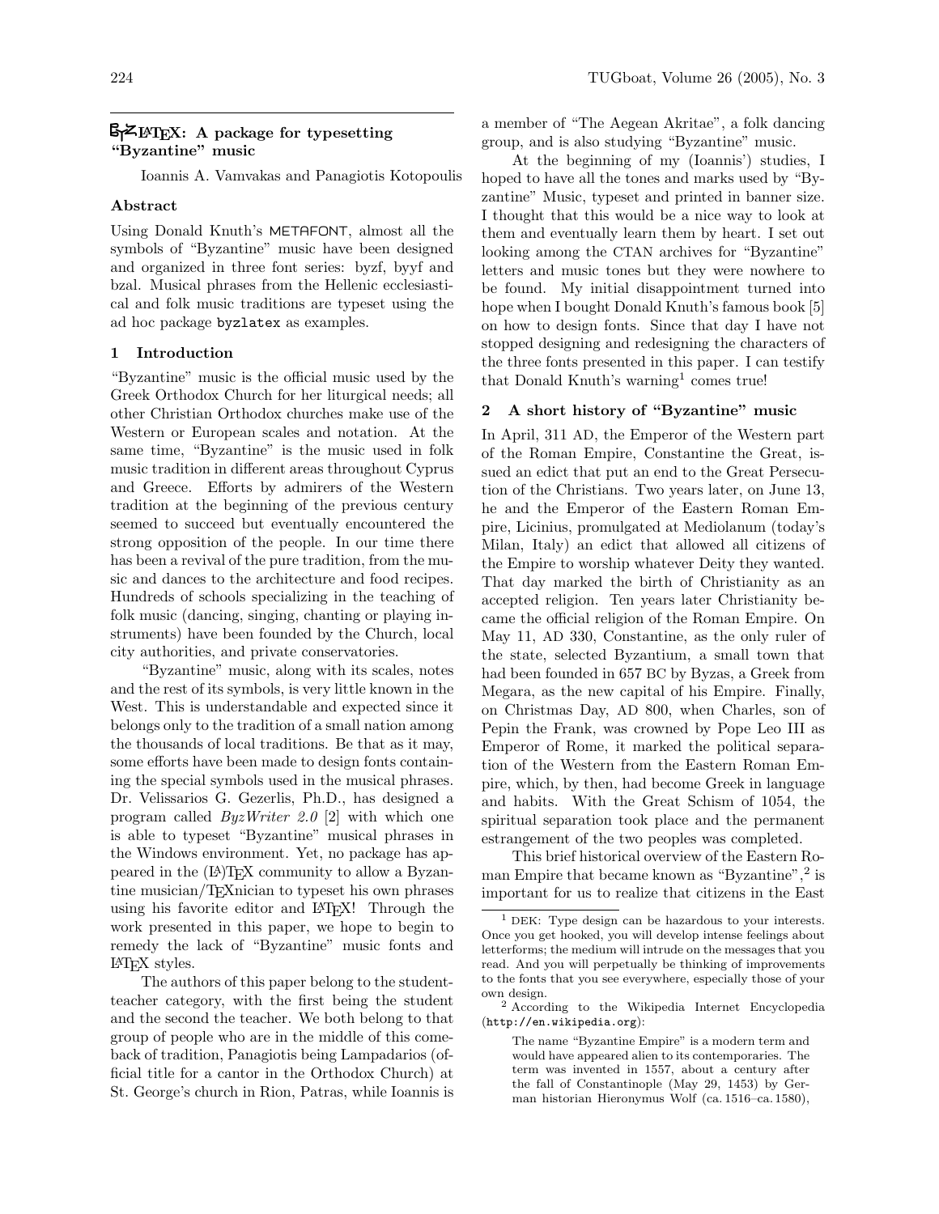# ByzLaTeX: A package for typesetting "Byzantine" music

Ioannis A. Vamvakas and Panagiotis Kotopoulis

## Abstract

Using Donald Knuth's METAFONT, almost all the symbols of "Byzantine" music have been designed and organized in three font series: byzf, byyf and bzal. Musical phrases from the Hellenic ecclesiastical and folk music traditions are typeset using the ad hoc package `byzlatex` as examples.

## 1 Introduction

"Byzantine" music is the official music used by the Greek Orthodox Church for her liturgical needs; all other Christian Orthodox churches make use of the Western or European scales and notation. At the same time, "Byzantine" is the music used in folk music tradition in different areas throughout Cyprus and Greece. Efforts by admirers of the Western tradition at the beginning of the previous century seemed to succeed but eventually encountered the strong opposition of the people. In our time there has been a revival of the pure tradition, from the music and dances to the architecture and food recipes. Hundreds of schools specializing in the teaching of folk music (dancing, singing, chanting or playing instruments) have been founded by the Church, local city authorities, and private conservatories.

"Byzantine" music, along with its scales, notes and the rest of its symbols, is very little known in the West. This is understandable and expected since it belongs only to the tradition of a small nation among the thousands of local traditions. Be that as it may, some efforts have been made to design fonts containing the special symbols used in the musical phrases. Dr. Velissarios G. Gezerlis, Ph.D., has designed a program called *ByzWriter 2.0* [2] with which one is able to typeset "Byzantine" musical phrases in the Windows environment. Yet, no package has appeared in the (LA)TEX community to allow a Byzantine musician/TEXnician to typeset his own phrases using his favorite editor and LATEX! Through the work presented in this paper, we hope to begin to remedy the lack of "Byzantine" music fonts and LATEX styles.

The authors of this paper belong to the student-teacher category, with the first being the student and the second the teacher. We both belong to that group of people who are in the middle of this comeback of tradition, Panagiotis being Lampadarios (official title for a cantor in the Orthodox Church) at St. George's church in Rion, Patras, while Ioannis is a member of "The Aegean Akritae", a folk dancing group, and is also studying "Byzantine" music.

At the beginning of my (Ioannis') studies, I hoped to have all the tones and marks used by "Byzantine" Music, typeset and printed in banner size. I thought that this would be a nice way to look at them and eventually learn them by heart. I set out looking among the CTAN archives for "Byzantine" letters and music tones but they were nowhere to be found. My initial disappointment turned into hope when I bought Donald Knuth's famous book [5] on how to design fonts. Since that day I have not stopped designing and redesigning the characters of the three fonts presented in this paper. I can testify that Donald Knuth's warning[1] comes true!

## 2 A short history of "Byzantine" music

In April, 311 AD, the Emperor of the Western part of the Roman Empire, Constantine the Great, issued an edict that put an end to the Great Persecution of the Christians. Two years later, on June 13, he and the Emperor of the Eastern Roman Empire, Licinius, promulgated at Mediolanum (today's Milan, Italy) an edict that allowed all citizens of the Empire to worship whatever Deity they wanted. That day marked the birth of Christianity as an accepted religion. Ten years later Christianity became the official religion of the Roman Empire. On May 11, AD 330, Constantine, as the only ruler of the state, selected Byzantium, a small town that had been founded in 657 BC by Byzas, a Greek from Megara, as the new capital of his Empire. Finally, on Christmas Day, AD 800, when Charles, son of Pepin the Frank, was crowned by Pope Leo III as Emperor of Rome, it marked the political separation of the Western from the Eastern Roman Empire, which, by then, had become Greek in language and habits. With the Great Schism of 1054, the spiritual separation took place and the permanent estrangement of the two peoples was completed.

This brief historical overview of the Eastern Roman Empire that became known as "Byzantine",[2] is important for us to realize that citizens in the East

---

[1] DEK: Type design can be hazardous to your interests. Once you get hooked, you will develop intense feelings about letterforms; the medium will intrude on the messages that you read. And you will perpetually be thinking of improvements to the fonts that you see everywhere, especially those of your own design.

[2] According to the Wikipedia Internet Encyclopedia (`http://en.wikipedia.org`):

> The name "Byzantine Empire" is a modern term and would have appeared alien to its contemporaries. The term was invented in 1557, about a century after the fall of Constantinople (May 29, 1453) by German historian Hieronymus Wolf (ca. 1516–ca. 1580),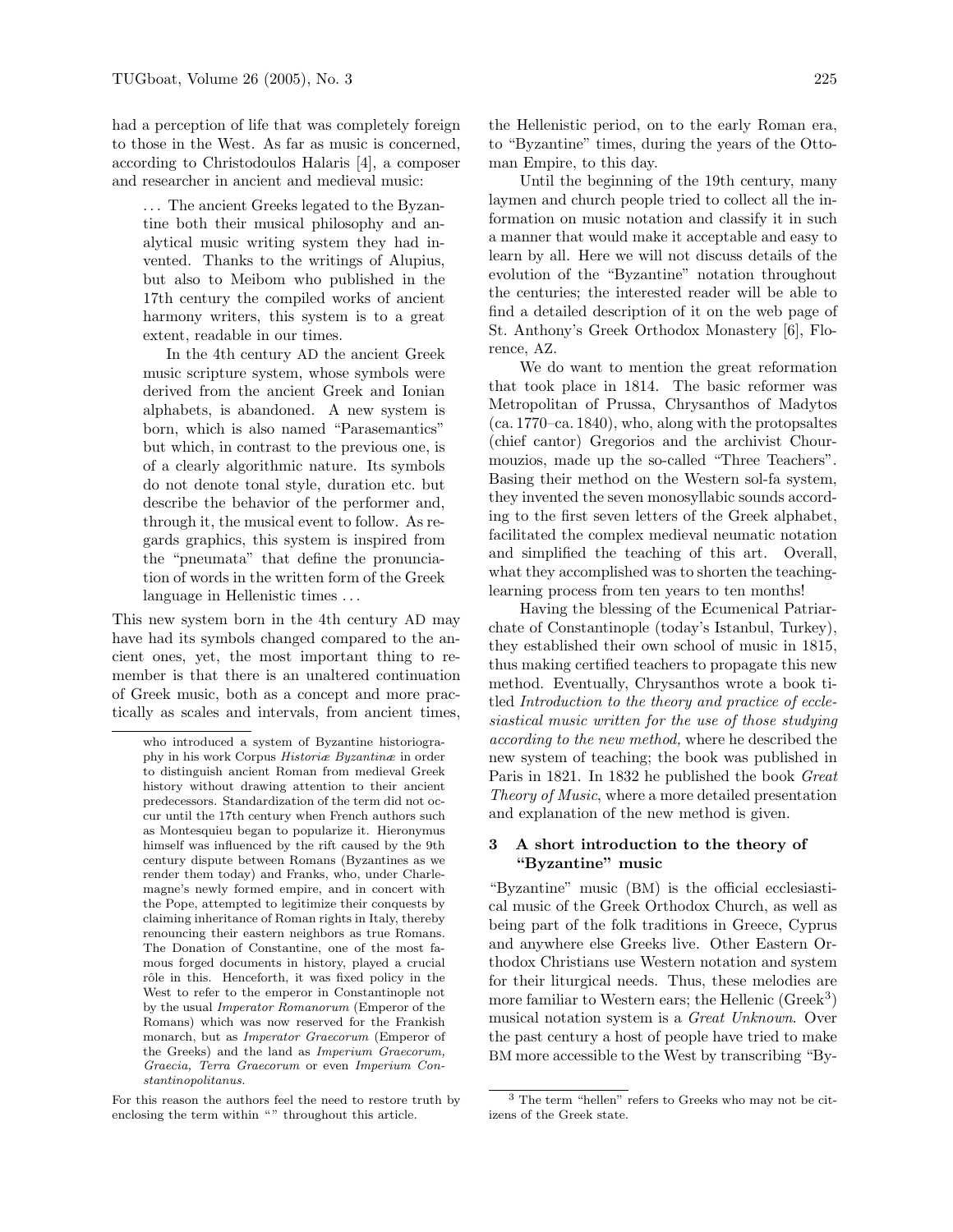had a perception of life that was completely foreign to those in the West. As far as music is concerned, according to Christodoulos Halaris [4], a composer and researcher in ancient and medieval music:

> ... The ancient Greeks legated to the Byzantine both their musical philosophy and analytical music writing system they had invented. Thanks to the writings of Alupius, but also to Meibom who published in the 17th century the compiled works of ancient harmony writers, this system is to a great extent, readable in our times.
>
> In the 4th century AD the ancient Greek music scripture system, whose symbols were derived from the ancient Greek and Ionian alphabets, is abandoned. A new system is born, which is also named "Parasemantics" but which, in contrast to the previous one, is of a clearly algorithmic nature. Its symbols do not denote tonal style, duration etc. but describe the behavior of the performer and, through it, the musical event to follow. As regards graphics, this system is inspired from the "pneumata" that define the pronunciation of words in the written form of the Greek language in Hellenistic times ...

This new system born in the 4th century AD may have had its symbols changed compared to the ancient ones, yet, the most important thing to remember is that there is an unaltered continuation of Greek music, both as a concept and more practically as scales and intervals, from ancient times, the Hellenistic period, on to the early Roman era, to "Byzantine" times, during the years of the Ottoman Empire, to this day.

Until the beginning of the 19th century, many laymen and church people tried to collect all the information on music notation and classify it in such a manner that would make it acceptable and easy to learn by all. Here we will not discuss details of the evolution of the "Byzantine" notation throughout the centuries; the interested reader will be able to find a detailed description of it on the web page of St. Anthony's Greek Orthodox Monastery [6], Florence, AZ.

We do want to mention the great reformation that took place in 1814. The basic reformer was Metropolitan of Prussa, Chrysanthos of Madytos (ca. 1770–ca. 1840), who, along with the protopsaltes (chief cantor) Gregorios and the archivist Chourmouzios, made up the so-called "Three Teachers". Basing their method on the Western sol-fa system, they invented the seven monosyllabic sounds according to the first seven letters of the Greek alphabet, facilitated the complex medieval neumatic notation and simplified the teaching of this art. Overall, what they accomplished was to shorten the teaching-learning process from ten years to ten months!

Having the blessing of the Ecumenical Patriarchate of Constantinople (today's Istanbul, Turkey), they established their own school of music in 1815, thus making certified teachers to propagate this new method. Eventually, Chrysanthos wrote a book titled *Introduction to the theory and practice of ecclesiastical music written for the use of those studying according to the new method,* where he described the new system of teaching; the book was published in Paris in 1821. In 1832 he published the book *Great Theory of Music*, where a more detailed presentation and explanation of the new method is given.

## 3 A short introduction to the theory of "Byzantine" music

"Byzantine" music (BM) is the official ecclesiastical music of the Greek Orthodox Church, as well as being part of the folk traditions in Greece, Cyprus and anywhere else Greeks live. Other Eastern Orthodox Christians use Western notation and system for their liturgical needs. Thus, these melodies are more familiar to Western ears; the Hellenic (Greek[3]) musical notation system is a *Great Unknown*. Over the past century a host of people have tried to make BM more accessible to the West by transcribing "By-

---

who introduced a system of Byzantine historiography in his work Corpus *Historiæ Byzantinæ* in order to distinguish ancient Roman from medieval Greek history without drawing attention to their ancient predecessors. Standardization of the term did not occur until the 17th century when French authors such as Montesquieu began to popularize it. Hieronymus himself was influenced by the rift caused by the 9th century dispute between Romans (Byzantines as we render them today) and Franks, who, under Charlemagne's newly formed empire, and in concert with the Pope, attempted to legitimize their conquests by claiming inheritance of Roman rights in Italy, thereby renouncing their eastern neighbors as true Romans. The Donation of Constantine, one of the most famous forged documents in history, played a crucial rôle in this. Henceforth, it was fixed policy in the West to refer to the emperor in Constantinople not by the usual *Imperator Romanorum* (Emperor of the Romans) which was now reserved for the Frankish monarch, but as *Imperator Graecorum* (Emperor of the Greeks) and the land as *Imperium Graecorum, Graecia, Terra Graecorum* or even *Imperium Constantinopolitanus.*

For this reason the authors feel the need to restore truth by enclosing the term within "" throughout this article.

[3] The term "hellen" refers to Greeks who may not be citizens of the Greek state.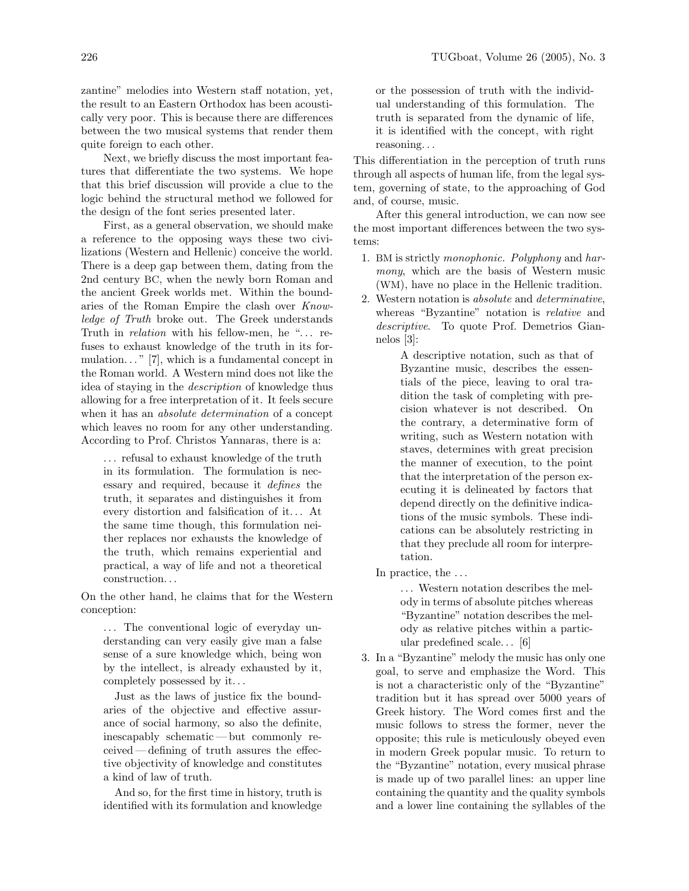zantine" melodies into Western staff notation, yet, the result to an Eastern Orthodox has been acoustically very poor. This is because there are differences between the two musical systems that render them quite foreign to each other.

Next, we briefly discuss the most important features that differentiate the two systems. We hope that this brief discussion will provide a clue to the logic behind the structural method we followed for the design of the font series presented later.

First, as a general observation, we should make a reference to the opposing ways these two civilizations (Western and Hellenic) conceive the world. There is a deep gap between them, dating from the 2nd century BC, when the newly born Roman and the ancient Greek worlds met. Within the boundaries of the Roman Empire the clash over *Knowledge of Truth* broke out. The Greek understands Truth in *relation* with his fellow-men, he "... refuses to exhaust knowledge of the truth in its formulation..." [7], which is a fundamental concept in the Roman world. A Western mind does not like the idea of staying in the *description* of knowledge thus allowing for a free interpretation of it. It feels secure when it has an *absolute determination* of a concept which leaves no room for any other understanding. According to Prof. Christos Yannaras, there is a:

> ... refusal to exhaust knowledge of the truth in its formulation. The formulation is necessary and required, because it *defines* the truth, it separates and distinguishes it from every distortion and falsification of it... At the same time though, this formulation neither replaces nor exhausts the knowledge of the truth, which remains experiential and practical, a way of life and not a theoretical construction...

On the other hand, he claims that for the Western conception:

> ... The conventional logic of everyday understanding can very easily give man a false sense of a sure knowledge which, being won by the intellect, is already exhausted by it, completely possessed by it...
>
> Just as the laws of justice fix the boundaries of the objective and effective assurance of social harmony, so also the definite, inescapably schematic — but commonly received — defining of truth assures the effective objectivity of knowledge and constitutes a kind of law of truth.
>
> And so, for the first time in history, truth is identified with its formulation and knowledge or the possession of truth with the individual understanding of this formulation. The truth is separated from the dynamic of life, it is identified with the concept, with right reasoning...

This differentiation in the perception of truth runs through all aspects of human life, from the legal system, governing of state, to the approaching of God and, of course, music.

After this general introduction, we can now see the most important differences between the two systems:

1. BM is strictly *monophonic. Polyphony* and *harmony*, which are the basis of Western music (WM), have no place in the Hellenic tradition.
2. Western notation is *absolute* and *determinative*, whereas "Byzantine" notation is *relative* and *descriptive*. To quote Prof. Demetrios Giannelos [3]:

   > A descriptive notation, such as that of Byzantine music, describes the essentials of the piece, leaving to oral tradition the task of completing with precision whatever is not described. On the contrary, a determinative form of writing, such as Western notation with staves, determines with great precision the manner of execution, to the point that the interpretation of the person executing it is delineated by factors that depend directly on the definitive indications of the music symbols. These indications can be absolutely restricting in that they preclude all room for interpretation.

   In practice, the ...

   > ... Western notation describes the melody in terms of absolute pitches whereas "Byzantine" notation describes the melody as relative pitches within a particular predefined scale... [6]

3. In a "Byzantine" melody the music has only one goal, to serve and emphasize the Word. This is not a characteristic only of the "Byzantine" tradition but it has spread over 5000 years of Greek history. The Word comes first and the music follows to stress the former, never the opposite; this rule is meticulously obeyed even in modern Greek popular music. To return to the "Byzantine" notation, every musical phrase is made up of two parallel lines: an upper line containing the quantity and the quality symbols and a lower line containing the syllables of the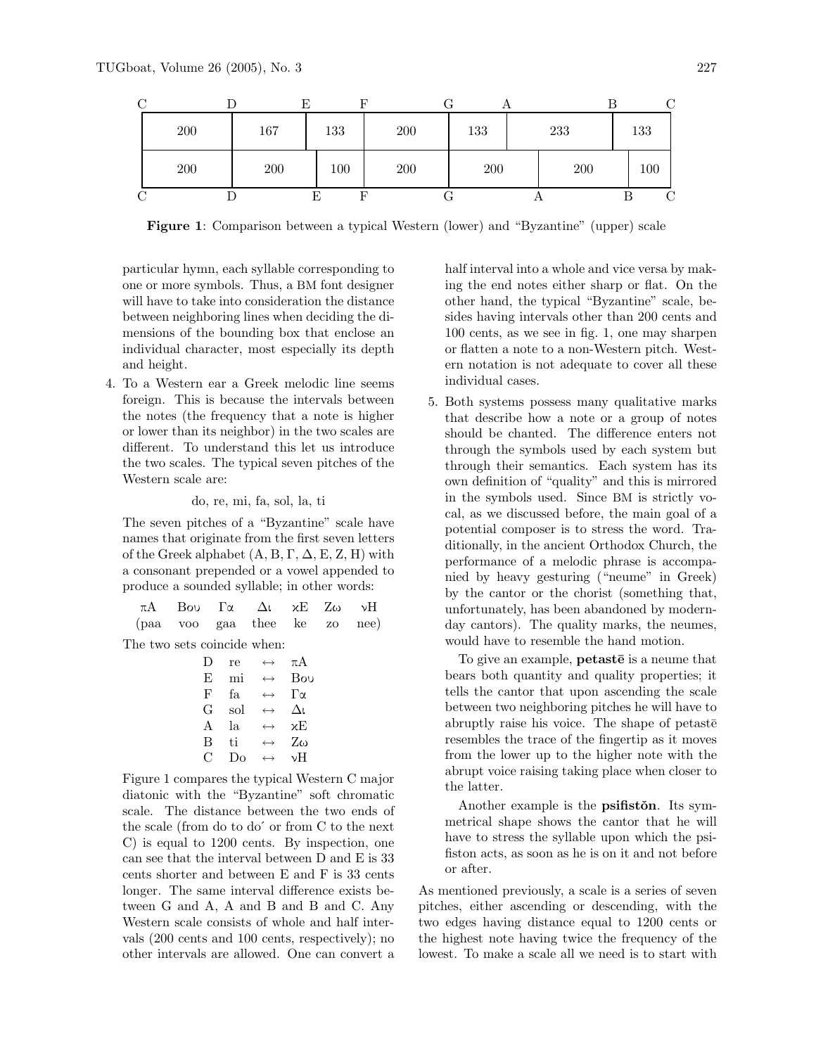| C | | D | | E | | F | | G | | A | | B | | C |
|---|---|---|---|---|---|---|---|---|---|---|---|---|---|---|
| | 200 | | 167 | | 133 | | 200 | | 133 | | 233 | | 133 | |
| | 200 | | 200 | | 100 | | 200 | | 200 | | 200 | | 100 | |
| C | | D | | E | | F | | G | | A | | B | | C |

**Figure 1**: Comparison between a typical Western (lower) and "Byzantine" (upper) scale

particular hymn, each syllable corresponding to one or more symbols. Thus, a BM font designer will have to take into consideration the distance between neighboring lines when deciding the dimensions of the bounding box that enclose an individual character, most especially its depth and height.

4. To a Western ear a Greek melodic line seems foreign. This is because the intervals between the notes (the frequency that a note is higher or lower than its neighbor) in the two scales are different. To understand this let us introduce the two scales. The typical seven pitches of the Western scale are:

   do, re, mi, fa, sol, la, ti

   The seven pitches of a "Byzantine" scale have names that originate from the first seven letters of the Greek alphabet (A, B, Γ, Δ, E, Z, H) with a consonant prepended or a vowel appended to produce a sounded syllable; in other words:

   | πA | Boυ | Γα | Δι | ϰE | Zω | νH |
   |---|---|---|---|---|---|---|
   | (paa | voo | gaa | thee | ke | zo | nee) |

   The two sets coincide when:

   | | | | |
   |---|---|---|---|
   | D | re | ↔ | πA |
   | E | mi | ↔ | Boυ |
   | F | fa | ↔ | Γα |
   | G | sol | ↔ | Δι |
   | A | la | ↔ | ϰE |
   | B | ti | ↔ | Zω |
   | C | Do | ↔ | νH |

   Figure 1 compares the typical Western C major diatonic with the "Byzantine" soft chromatic scale. The distance between the two ends of the scale (from do to do´ or from C to the next C) is equal to 1200 cents. By inspection, one can see that the interval between D and E is 33 cents shorter and between E and F is 33 cents longer. The same interval difference exists between G and A, A and B and B and C. Any Western scale consists of whole and half intervals (200 cents and 100 cents, respectively); no other intervals are allowed. One can convert a half interval into a whole and vice versa by making the end notes either sharp or flat. On the other hand, the typical "Byzantine" scale, besides having intervals other than 200 cents and 100 cents, as we see in fig. 1, one may sharpen or flatten a note to a non-Western pitch. Western notation is not adequate to cover all these individual cases.

5. Both systems possess many qualitative marks that describe how a note or a group of notes should be chanted. The difference enters not through the symbols used by each system but through their semantics. Each system has its own definition of "quality" and this is mirrored in the symbols used. Since BM is strictly vocal, as we discussed before, the main goal of a potential composer is to stress the word. Traditionally, in the ancient Orthodox Church, the performance of a melodic phrase is accompanied by heavy gesturing ("neume" in Greek) by the cantor or the chorist (something that, unfortunately, has been abandoned by modern-day cantors). The quality marks, the neumes, would have to resemble the hand motion.

   To give an example, **petastē** is a neume that bears both quantity and quality properties; it tells the cantor that upon ascending the scale between two neighboring pitches he will have to abruptly raise his voice. The shape of petastē resembles the trace of the fingertip as it moves from the lower up to the higher note with the abrupt voice raising taking place when closer to the latter.

   Another example is the **psifistŏn**. Its symmetrical shape shows the cantor that he will have to stress the syllable upon which the psifiston acts, as soon as he is on it and not before or after.

As mentioned previously, a scale is a series of seven pitches, either ascending or descending, with the two edges having distance equal to 1200 cents or the highest note having twice the frequency of the lowest. To make a scale all we need is to start with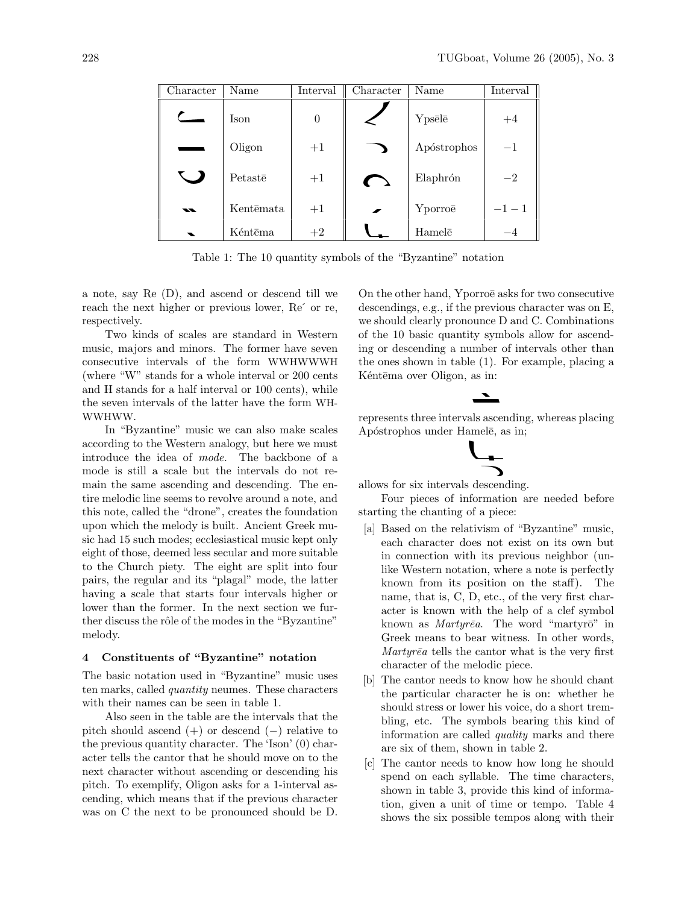| Character | Name | Interval | Character | Name | Interval |
|---|---|---|---|---|---|
| | Ison | 0 | | Ypsēlē | +4 |
| | Oligon | +1 | | Apóstrophos | −1 |
| | Petastē | +1 | | Elaphrón | −2 |
| | Kentēmata | +1 | | Yporroē | −1 − 1 |
| | Kéntēma | +2 | | Hamelē | −4 |

Table 1: The 10 quantity symbols of the "Byzantine" notation

a note, say Re (D), and ascend or descend till we reach the next higher or previous lower, Re´ or re, respectively.

Two kinds of scales are standard in Western music, majors and minors. The former have seven consecutive intervals of the form WWHWWWH (where "W" stands for a whole interval or 200 cents and H stands for a half interval or 100 cents), while the seven intervals of the latter have the form WHWWHWW.

In "Byzantine" music we can also make scales according to the Western analogy, but here we must introduce the idea of *mode*. The backbone of a mode is still a scale but the intervals do not remain the same ascending and descending. The entire melodic line seems to revolve around a note, and this note, called the "drone", creates the foundation upon which the melody is built. Ancient Greek music had 15 such modes; ecclesiastical music kept only eight of those, deemed less secular and more suitable to the Church piety. The eight are split into four pairs, the regular and its "plagal" mode, the latter having a scale that starts four intervals higher or lower than the former. In the next section we further discuss the rôle of the modes in the "Byzantine" melody.

## 4 Constituents of "Byzantine" notation

The basic notation used in "Byzantine" music uses ten marks, called *quantity* neumes. These characters with their names can be seen in table 1.

Also seen in the table are the intervals that the pitch should ascend (+) or descend (−) relative to the previous quantity character. The 'Ison' (0) character tells the cantor that he should move on to the next character without ascending or descending his pitch. To exemplify, Oligon asks for a 1-interval ascending, which means that if the previous character was on C the next to be pronounced should be D. On the other hand, Yporroē asks for two consecutive descendings, e.g., if the previous character was on E, we should clearly pronounce D and C. Combinations of the 10 basic quantity symbols allow for ascending or descending a number of intervals other than the ones shown in table (1). For example, placing a Kéntēma over Oligon, as in:

represents three intervals ascending, whereas placing Apóstrophos under Hamelē, as in;

allows for six intervals descending.

Four pieces of information are needed before starting the chanting of a piece:

[a] Based on the relativism of "Byzantine" music, each character does not exist on its own but in connection with its previous neighbor (unlike Western notation, where a note is perfectly known from its position on the staff). The name, that is, C, D, etc., of the very first character is known with the help of a clef symbol known as *Martyrēa*. The word "martyrō" in Greek means to bear witness. In other words, *Martyrēa* tells the cantor what is the very first character of the melodic piece.

[b] The cantor needs to know how he should chant the particular character he is on: whether he should stress or lower his voice, do a short trembling, etc. The symbols bearing this kind of information are called *quality* marks and there are six of them, shown in table 2.

[c] The cantor needs to know how long he should spend on each syllable. The time characters, shown in table 3, provide this kind of information, given a unit of time or tempo. Table 4 shows the six possible tempos along with their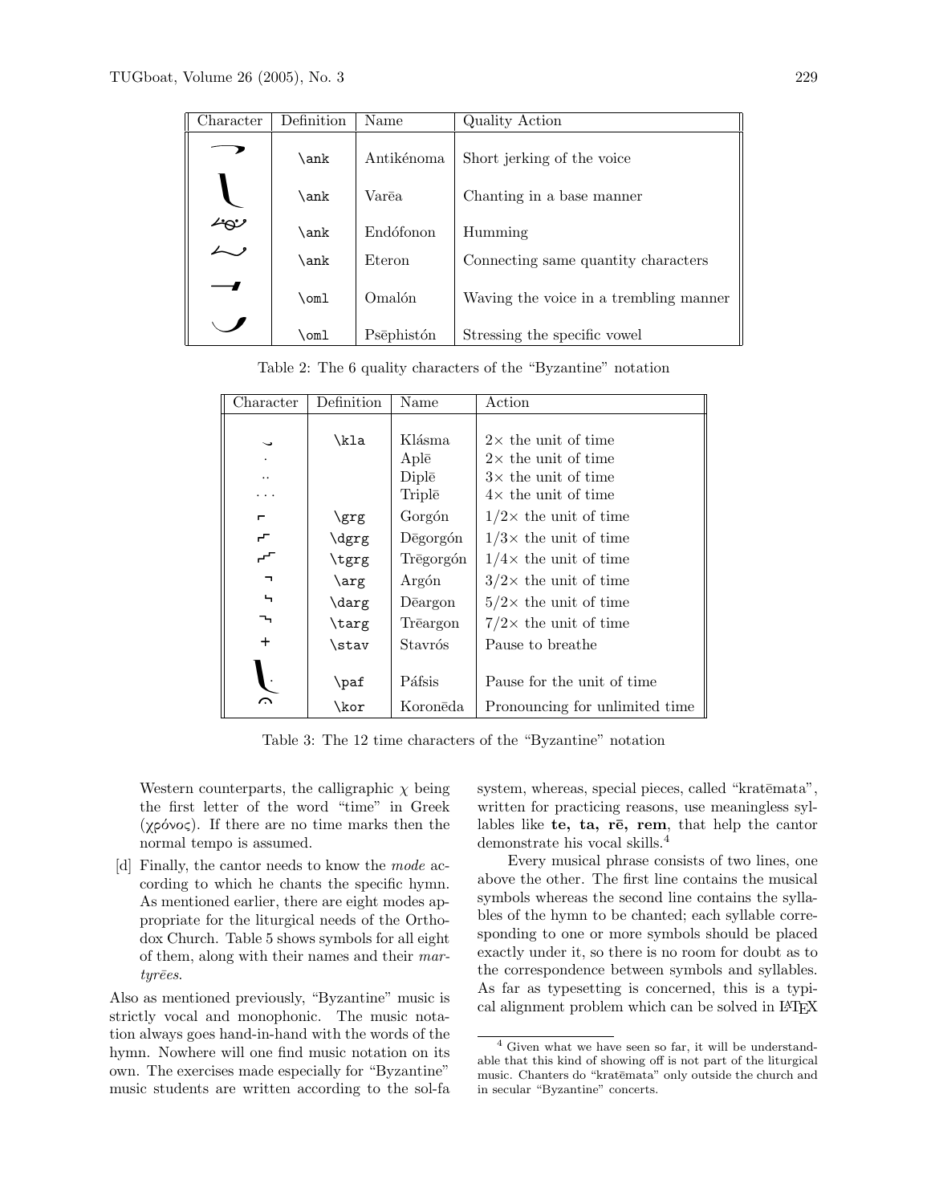| Character | Definition | Name | Quality Action |
|---|---|---|---|
| | \ank | Antikénoma | Short jerking of the voice |
| | \ank | Varēa | Chanting in a base manner |
| | \ank | Endófonon | Humming |
| | \ank | Eteron | Connecting same quantity characters |
| | \oml | Omalón | Waving the voice in a trembling manner |
| | \oml | Psēphistón | Stressing the specific vowel |

Table 2: The 6 quality characters of the "Byzantine" notation

| Character | Definition | Name | Action |
|---|---|---|---|
| | \kla | Klásma | 2× the unit of time |
| . | | Aplē | 2× the unit of time |
| .. | | Diplē | 3× the unit of time |
| ... | | Triplē | 4× the unit of time |
| | \grg | Gorgón | 1/2× the unit of time |
| | \dgrg | Dēgorgón | 1/3× the unit of time |
| | \tgrg | Trēgorgón | 1/4× the unit of time |
| | \arg | Argón | 3/2× the unit of time |
| | \darg | Dēargon | 5/2× the unit of time |
| | \targ | Trēargon | 7/2× the unit of time |
| + | \stav | Stavrós | Pause to breathe |
| | \paf | Páfsis | Pause for the unit of time |
| | \kor | Koronēda | Pronouncing for unlimited time |

Table 3: The 12 time characters of the "Byzantine" notation

Western counterparts, the calligraphic $\chi$ being the first letter of the word "time" in Greek (χρόνος). If there are no time marks then the normal tempo is assumed.

[d] Finally, the cantor needs to know the *mode* according to which he chants the specific hymn. As mentioned earlier, there are eight modes appropriate for the liturgical needs of the Orthodox Church. Table 5 shows symbols for all eight of them, along with their names and their *martyrēes*.

Also as mentioned previously, "Byzantine" music is strictly vocal and monophonic. The music notation always goes hand-in-hand with the words of the hymn. Nowhere will one find music notation on its own. The exercises made especially for "Byzantine" music students are written according to the sol-fa system, whereas, special pieces, called "kratēmata", written for practicing reasons, use meaningless syllables like **te, ta, rē, rem**, that help the cantor demonstrate his vocal skills.[4]

Every musical phrase consists of two lines, one above the other. The first line contains the musical symbols whereas the second line contains the syllables of the hymn to be chanted; each syllable corresponding to one or more symbols should be placed exactly under it, so there is no room for doubt as to the correspondence between symbols and syllables. As far as typesetting is concerned, this is a typical alignment problem which can be solved in LaTeX

[4] Given what we have seen so far, it will be understandable that this kind of showing off is not part of the liturgical music. Chanters do "kratēmata" only outside the church and in secular "Byzantine" concerts.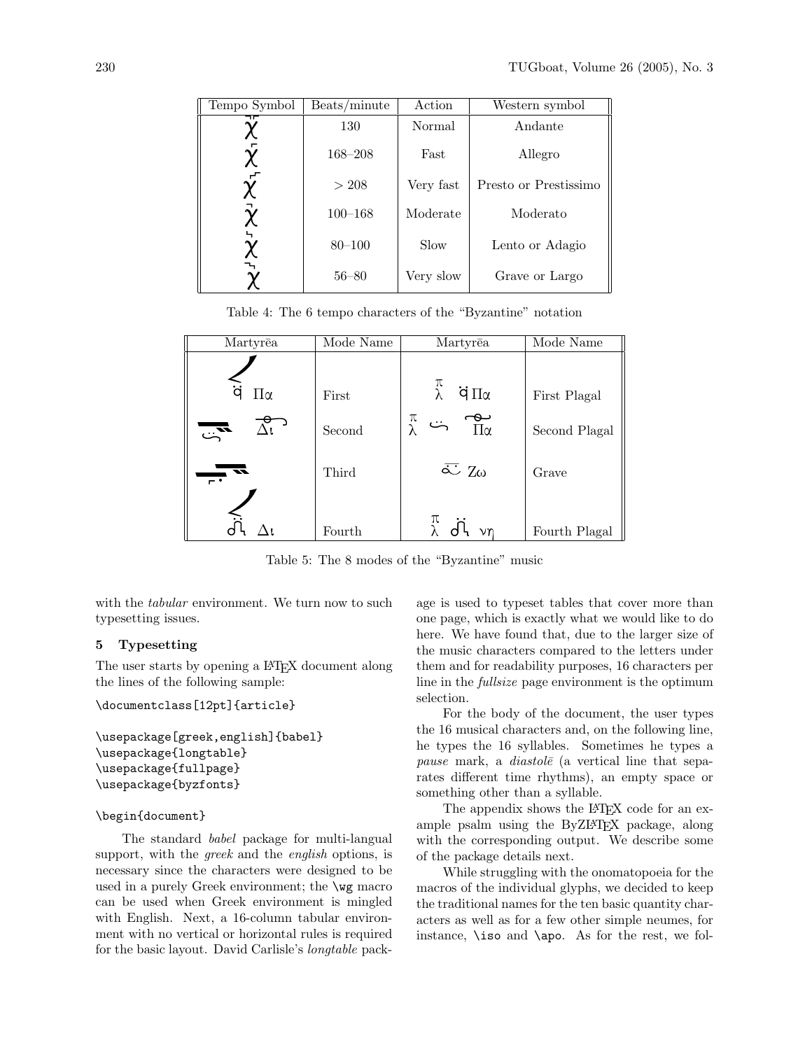| Tempo Symbol | Beats/minute | Action | Western symbol |
|---|---|---|---|
| χ | 130 | Normal | Andante |
| χ | 168–208 | Fast | Allegro |
| χ | > 208 | Very fast | Presto or Prestissimo |
| χ | 100–168 | Moderate | Moderato |
| χ | 80–100 | Slow | Lento or Adagio |
| χ | 56–80 | Very slow | Grave or Largo |

Table 4: The 6 tempo characters of the "Byzantine" notation

| Martyrēa | Mode Name | Martyrēa | Mode Name |
|---|---|---|---|
| Πα | First | Πα | First Plagal |
| Δι | Second | Πα | Second Plagal |
| | Third | Ζω | Grave |
| Δι | Fourth | νη | Fourth Plagal |

Table 5: The 8 modes of the "Byzantine" music

with the *tabular* environment. We turn now to such typesetting issues.

## 5 Typesetting

The user starts by opening a LaTeX document along the lines of the following sample:

```
\documentclass[12pt]{article}

\usepackage[greek,english]{babel}
\usepackage{longtable}
\usepackage{fullpage}
\usepackage{byzfonts}

\begin{document}
```

The standard *babel* package for multi-langual support, with the *greek* and the *english* options, is necessary since the characters were designed to be used in a purely Greek environment; the `\wg` macro can be used when Greek environment is mingled with English. Next, a 16-column tabular environment with no vertical or horizontal rules is required for the basic layout. David Carlisle's *longtable* package is used to typeset tables that cover more than one page, which is exactly what we would like to do here. We have found that, due to the larger size of the music characters compared to the letters under them and for readability purposes, 16 characters per line in the *fullsize* page environment is the optimum selection.

For the body of the document, the user types the 16 musical characters and, on the following line, he types the 16 syllables. Sometimes he types a *pause* mark, a *diastolē* (a vertical line that separates different time rhythms), an empty space or something other than a syllable.

The appendix shows the LaTeX code for an example psalm using the ByZLaTeX package, along with the corresponding output. We describe some of the package details next.

While struggling with the onomatopoeia for the macros of the individual glyphs, we decided to keep the traditional names for the ten basic quantity characters as well as for a few other simple neumes, for instance, `\iso` and `\apo`. As for the rest, we fol-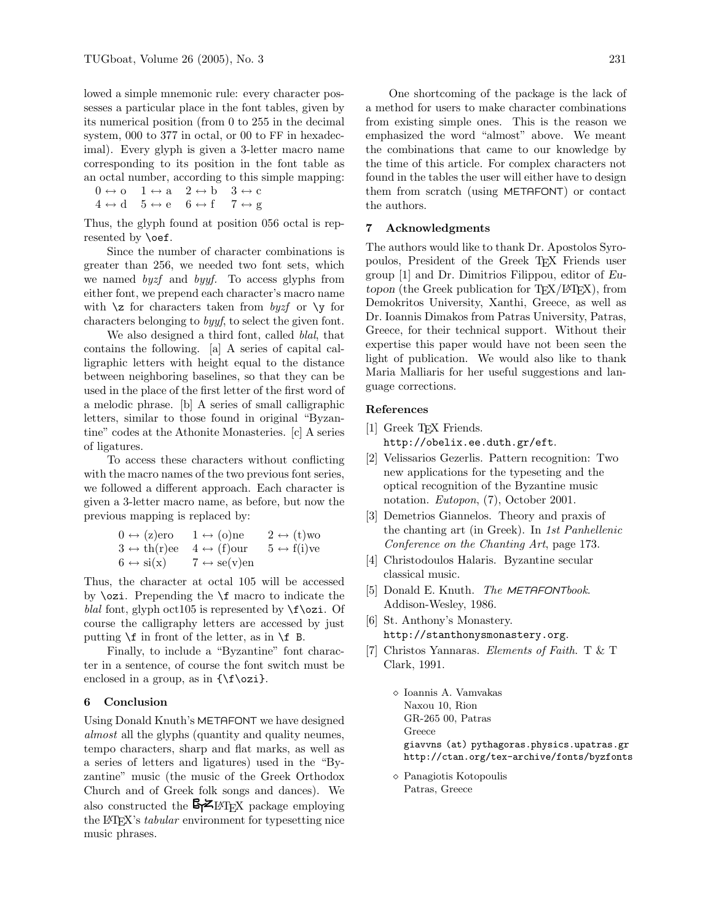lowed a simple mnemonic rule: every character possesses a particular place in the font tables, given by its numerical position (from 0 to 255 in the decimal system, 000 to 377 in octal, or 00 to FF in hexadecimal). Every glyph is given a 3-letter macro name corresponding to its position in the font table as an octal number, according to this simple mapping:

$0 \leftrightarrow$ o $\quad 1 \leftrightarrow$ a $\quad 2 \leftrightarrow$ b $\quad 3 \leftrightarrow$ c
$4 \leftrightarrow$ d $\quad 5 \leftrightarrow$ e $\quad 6 \leftrightarrow$ f $\quad 7 \leftrightarrow$ g

Thus, the glyph found at position 056 octal is represented by `\oef`.

Since the number of character combinations is greater than 256, we needed two font sets, which we named *byzf* and *byyf*. To access glyphs from either font, we prepend each character's macro name with `\z` for characters taken from *byzf* or `\y` for characters belonging to *byyf*, to select the given font.

We also designed a third font, called *blal*, that contains the following. [a] A series of capital calligraphic letters with height equal to the distance between neighboring baselines, so that they can be used in the place of the first letter of the first word of a melodic phrase. [b] A series of small calligraphic letters, similar to those found in original "Byzantine" codes at the Athonite Monasteries. [c] A series of ligatures.

To access these characters without conflicting with the macro names of the two previous font series, we followed a different approach. Each character is given a 3-letter macro name, as before, but now the previous mapping is replaced by:

$0 \leftrightarrow$ (z)ero $\quad 1 \leftrightarrow$ (o)ne $\quad 2 \leftrightarrow$ (t)wo
$3 \leftrightarrow$ th(r)ee $\quad 4 \leftrightarrow$ (f)our $\quad 5 \leftrightarrow$ f(i)ve
$6 \leftrightarrow$ si(x) $\quad 7 \leftrightarrow$ se(v)en

Thus, the character at octal 105 will be accessed by `\ozi`. Prepending the `\f` macro to indicate the *blal* font, glyph oct105 is represented by `\f\ozi`. Of course the calligraphy letters are accessed by just putting `\f` in front of the letter, as in `\f B`.

Finally, to include a "Byzantine" font character in a sentence, of course the font switch must be enclosed in a group, as in `{\f\ozi}`.

## 6 Conclusion

Using Donald Knuth's METAFONT we have designed *almost* all the glyphs (quantity and quality neumes, tempo characters, sharp and flat marks, as well as a series of letters and ligatures) used in the "Byzantine" music (the music of the Greek Orthodox Church and of Greek folk songs and dances). We also constructed the ByzLaTeX package employing the LaTeX's *tabular* environment for typesetting nice music phrases.

One shortcoming of the package is the lack of a method for users to make character combinations from existing simple ones. This is the reason we emphasized the word "almost" above. We meant the combinations that came to our knowledge by the time of this article. For complex characters not found in the tables the user will either have to design them from scratch (using METAFONT) or contact the authors.

## 7 Acknowledgments

The authors would like to thank Dr. Apostolos Syropoulos, President of the Greek TeX Friends user group [1] and Dr. Dimitrios Filippou, editor of *Eutopon* (the Greek publication for TeX/LaTeX), from Demokritos University, Xanthi, Greece, as well as Dr. Ioannis Dimakos from Patras University, Patras, Greece, for their technical support. Without their expertise this paper would have not been seen the light of publication. We would also like to thank Maria Malliaris for her useful suggestions and language corrections.

### References

[1] Greek TeX Friends. `http://obelix.ee.duth.gr/eft`.

[2] Velissarios Gezerlis. Pattern recognition: Two new applications for the typeseting and the optical recognition of the Byzantine music notation. *Eutopon*, (7), October 2001.

[3] Demetrios Giannelos. Theory and praxis of the chanting art (in Greek). In *1st Panhellenic Conference on the Chanting Art*, page 173.

[4] Christodoulos Halaris. Byzantine secular classical music.

[5] Donald E. Knuth. *The METAFONTbook*. Addison-Wesley, 1986.

[6] St. Anthony's Monastery. `http://stanthonysmonastery.org`.

[7] Christos Yannaras. *Elements of Faith*. T & T Clark, 1991.

◇ Ioannis A. Vamvakas
Naxou 10, Rion
GR-265 00, Patras
Greece
`giavvns (at) pythagoras.physics.upatras.gr`
`http://ctan.org/tex-archive/fonts/byzfonts`

◇ Panagiotis Kotopoulis
Patras, Greece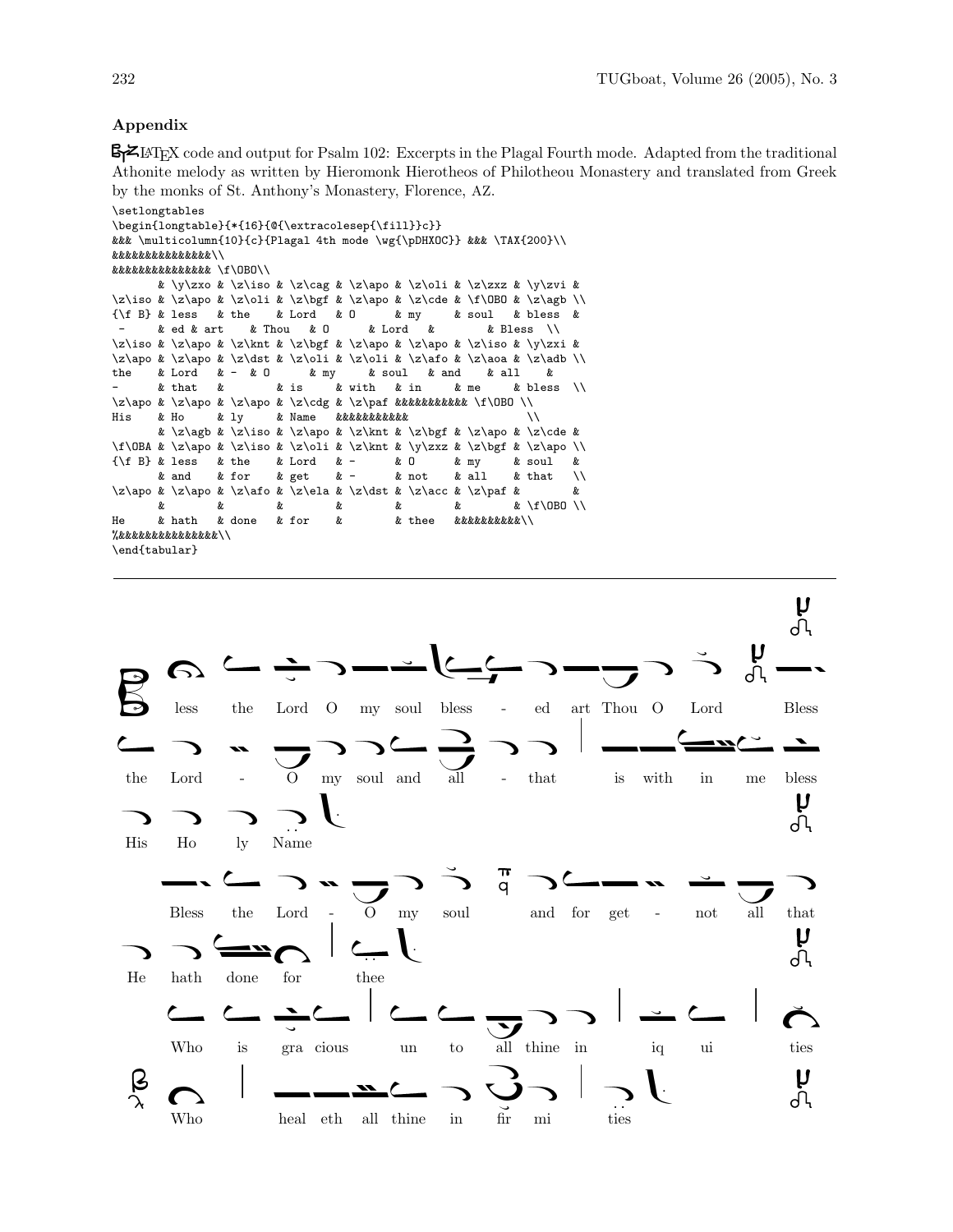## Appendix

BYZ LaTeX code and output for Psalm 102: Excerpts in the Plagal Fourth mode. Adapted from the traditional Athonite melody as written by Hieromonk Hierotheos of Philotheou Monastery and translated from Greek by the monks of St. Anthony's Monastery, Florence, AZ.

```
\setlongtables
\begin{longtable}{*{16}{@{\extracolsep{\fill}}c}}
&&& \multicolumn{10}{c}{Plagal 4th mode \wg{\pDHXOC}} &&& \TAX{200}\\
&&&&&&&&&&&&&&&\\
&&&&&&&&&&&&&&& \f\OBO\\
      & \y\zxo & \z\iso & \z\cag & \z\apo & \z\oli & \z\zxz & \y\zvi &
\z\iso & \z\apo & \z\oli & \z\bgf & \z\apo & \z\cde & \f\OBO & \z\agb \\
{\f B} & less   & the    & Lord   & O      & my     & soul   & bless  &
 -     & ed & art    & Thou   & O      & Lord   &        & Bless  \\
\z\iso & \z\apo & \z\knt & \z\bgf & \z\apo & \z\apo & \z\iso & \y\zxi &
\z\apo & \z\apo & \z\dst & \z\oli & \z\oli & \z\afo & \z\aoa & \z\adb \\
the    & Lord   & -  & O      & my     & soul   & and    & all    &
-      & that   &        & is     & with   & in     & me     & bless  \\
\z\apo & \z\apo & \z\apo & \z\cdg & \z\paf &&&&&&&&&&& \f\OBO \\
His    & Ho     & ly     & Name   &&&&&&&&&&&                \\
      & \z\agb & \z\iso & \z\apo & \z\knt & \z\bgf & \z\apo & \z\cde &
\f\OBA & \z\apo & \z\iso & \z\oli & \z\knt & \y\zxz & \z\bgf & \z\apo \\
{\f B} & less   & the    & Lord   & -      & O      & my     & soul   &
       & and    & for    & get    & -      & not    & all    & that   \\
\z\apo & \z\apo & \z\afo & \z\ela & \z\dst & \z\acc & \z\paf &        &
       &        &        &        &        &        &        & \f\OBO \\
He     & hath   & done   & for    &        & thee   &&&&&&&&&&\\
%&&&&&&&&&&&&&&&&\\
\end{tabular}
```

less the Lord O my soul bless - ed art Thou O Lord Bless

the Lord - O my soul and all - that is with in me bless

His Ho ly Name

Bless the Lord - O my soul and for get - not all that

He hath done for thee

Who is gra cious un to all thine in iq ui ties

Who heal eth all thine in fir mi ties